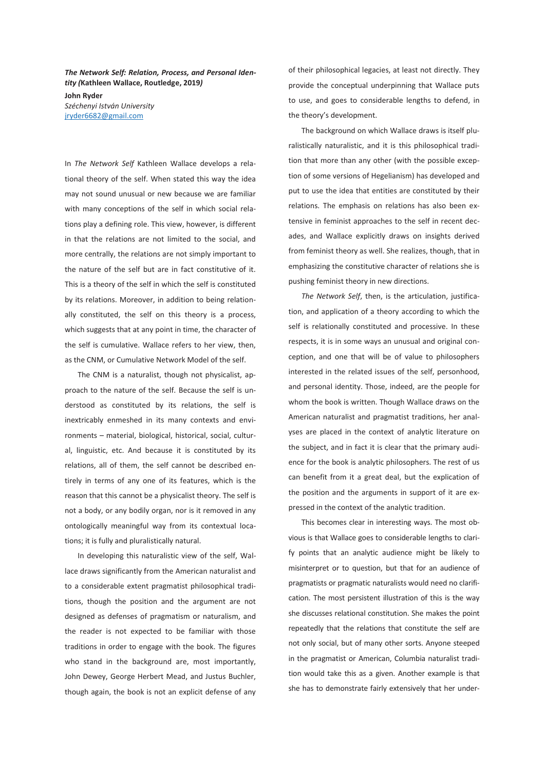***The Network Self: Relation, Process, and Personal Identity (*Kathleen Wallace, Routledge, 2019*)***

**John Ryder**
*Széchenyi István University*
jryder6682@gmail.com

In *The Network Self* Kathleen Wallace develops a relational theory of the self. When stated this way the idea may not sound unusual or new because we are familiar with many conceptions of the self in which social relations play a defining role. This view, however, is different in that the relations are not limited to the social, and more centrally, the relations are not simply important to the nature of the self but are in fact constitutive of it. This is a theory of the self in which the self is constituted by its relations. Moreover, in addition to being relationally constituted, the self on this theory is a process, which suggests that at any point in time, the character of the self is cumulative. Wallace refers to her view, then, as the CNM, or Cumulative Network Model of the self.

The CNM is a naturalist, though not physicalist, approach to the nature of the self. Because the self is understood as constituted by its relations, the self is inextricably enmeshed in its many contexts and environments – material, biological, historical, social, cultural, linguistic, etc. And because it is constituted by its relations, all of them, the self cannot be described entirely in terms of any one of its features, which is the reason that this cannot be a physicalist theory. The self is not a body, or any bodily organ, nor is it removed in any ontologically meaningful way from its contextual locations; it is fully and pluralistically natural.

In developing this naturalistic view of the self, Wallace draws significantly from the American naturalist and to a considerable extent pragmatist philosophical traditions, though the position and the argument are not designed as defenses of pragmatism or naturalism, and the reader is not expected to be familiar with those traditions in order to engage with the book. The figures who stand in the background are, most importantly, John Dewey, George Herbert Mead, and Justus Buchler, though again, the book is not an explicit defense of any of their philosophical legacies, at least not directly. They provide the conceptual underpinning that Wallace puts to use, and goes to considerable lengths to defend, in the theory's development.

The background on which Wallace draws is itself pluralistically naturalistic, and it is this philosophical tradition that more than any other (with the possible exception of some versions of Hegelianism) has developed and put to use the idea that entities are constituted by their relations. The emphasis on relations has also been extensive in feminist approaches to the self in recent decades, and Wallace explicitly draws on insights derived from feminist theory as well. She realizes, though, that in emphasizing the constitutive character of relations she is pushing feminist theory in new directions.

*The Network Self*, then, is the articulation, justification, and application of a theory according to which the self is relationally constituted and processive. In these respects, it is in some ways an unusual and original conception, and one that will be of value to philosophers interested in the related issues of the self, personhood, and personal identity. Those, indeed, are the people for whom the book is written. Though Wallace draws on the American naturalist and pragmatist traditions, her analyses are placed in the context of analytic literature on the subject, and in fact it is clear that the primary audience for the book is analytic philosophers. The rest of us can benefit from it a great deal, but the explication of the position and the arguments in support of it are expressed in the context of the analytic tradition.

This becomes clear in interesting ways. The most obvious is that Wallace goes to considerable lengths to clarify points that an analytic audience might be likely to misinterpret or to question, but that for an audience of pragmatists or pragmatic naturalists would need no clarification. The most persistent illustration of this is the way she discusses relational constitution. She makes the point repeatedly that the relations that constitute the self are not only social, but of many other sorts. Anyone steeped in the pragmatist or American, Columbia naturalist tradition would take this as a given. Another example is that she has to demonstrate fairly extensively that her under-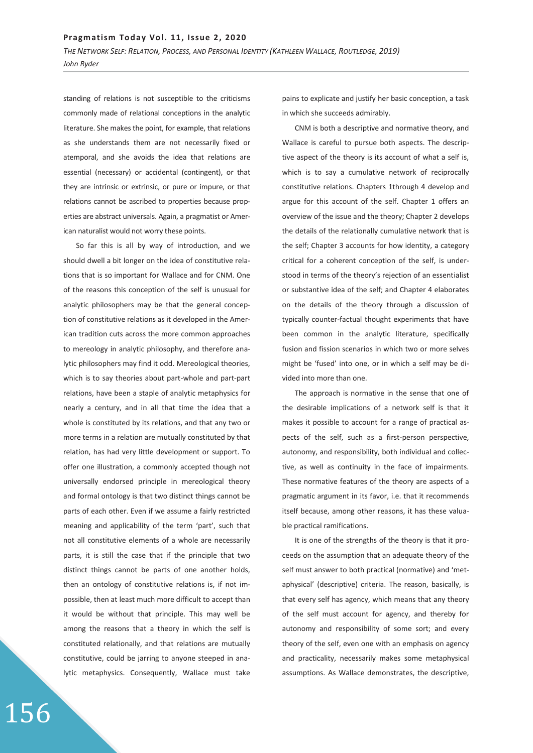standing of relations is not susceptible to the criticisms commonly made of relational conceptions in the analytic literature. She makes the point, for example, that relations as she understands them are not necessarily fixed or atemporal, and she avoids the idea that relations are essential (necessary) or accidental (contingent), or that they are intrinsic or extrinsic, or pure or impure, or that relations cannot be ascribed to properties because properties are abstract universals. Again, a pragmatist or American naturalist would not worry these points.

So far this is all by way of introduction, and we should dwell a bit longer on the idea of constitutive relations that is so important for Wallace and for CNM. One of the reasons this conception of the self is unusual for analytic philosophers may be that the general conception of constitutive relations as it developed in the American tradition cuts across the more common approaches to mereology in analytic philosophy, and therefore analytic philosophers may find it odd. Mereological theories, which is to say theories about part-whole and part-part relations, have been a staple of analytic metaphysics for nearly a century, and in all that time the idea that a whole is constituted by its relations, and that any two or more terms in a relation are mutually constituted by that relation, has had very little development or support. To offer one illustration, a commonly accepted though not universally endorsed principle in mereological theory and formal ontology is that two distinct things cannot be parts of each other. Even if we assume a fairly restricted meaning and applicability of the term 'part', such that not all constitutive elements of a whole are necessarily parts, it is still the case that if the principle that two distinct things cannot be parts of one another holds, then an ontology of constitutive relations is, if not impossible, then at least much more difficult to accept than it would be without that principle. This may well be among the reasons that a theory in which the self is constituted relationally, and that relations are mutually constitutive, could be jarring to anyone steeped in analytic metaphysics. Consequently, Wallace must take pains to explicate and justify her basic conception, a task in which she succeeds admirably.

CNM is both a descriptive and normative theory, and Wallace is careful to pursue both aspects. The descriptive aspect of the theory is its account of what a self is, which is to say a cumulative network of reciprocally constitutive relations. Chapters 1through 4 develop and argue for this account of the self. Chapter 1 offers an overview of the issue and the theory; Chapter 2 develops the details of the relationally cumulative network that is the self; Chapter 3 accounts for how identity, a category critical for a coherent conception of the self, is understood in terms of the theory's rejection of an essentialist or substantive idea of the self; and Chapter 4 elaborates on the details of the theory through a discussion of typically counter-factual thought experiments that have been common in the analytic literature, specifically fusion and fission scenarios in which two or more selves might be 'fused' into one, or in which a self may be divided into more than one.

The approach is normative in the sense that one of the desirable implications of a network self is that it makes it possible to account for a range of practical aspects of the self, such as a first-person perspective, autonomy, and responsibility, both individual and collective, as well as continuity in the face of impairments. These normative features of the theory are aspects of a pragmatic argument in its favor, i.e. that it recommends itself because, among other reasons, it has these valuable practical ramifications.

It is one of the strengths of the theory is that it proceeds on the assumption that an adequate theory of the self must answer to both practical (normative) and 'metaphysical' (descriptive) criteria. The reason, basically, is that every self has agency, which means that any theory of the self must account for agency, and thereby for autonomy and responsibility of some sort; and every theory of the self, even one with an emphasis on agency and practicality, necessarily makes some metaphysical assumptions. As Wallace demonstrates, the descriptive,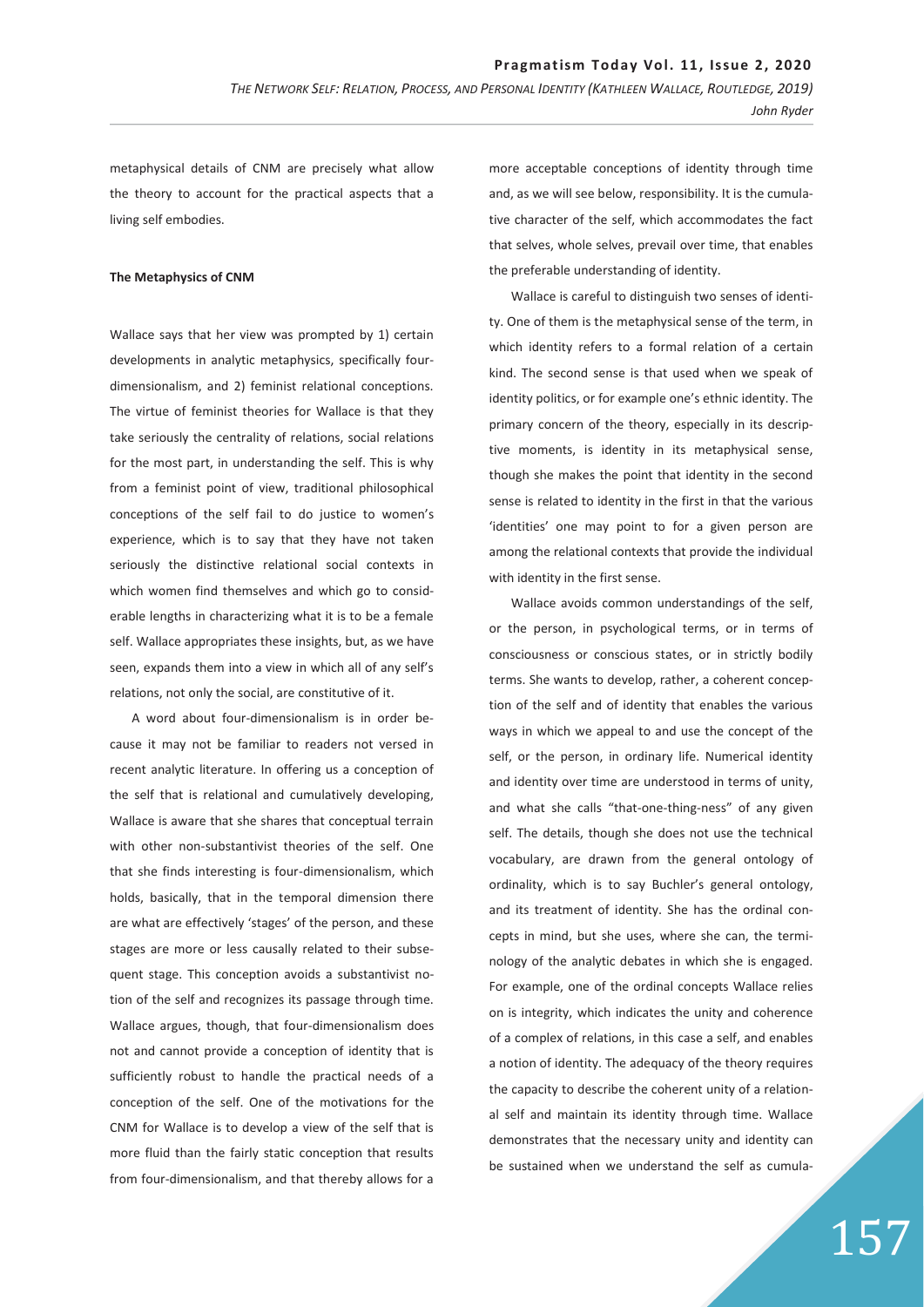metaphysical details of CNM are precisely what allow the theory to account for the practical aspects that a living self embodies.

**The Metaphysics of CNM**

Wallace says that her view was prompted by 1) certain developments in analytic metaphysics, specifically four-dimensionalism, and 2) feminist relational conceptions. The virtue of feminist theories for Wallace is that they take seriously the centrality of relations, social relations for the most part, in understanding the self. This is why from a feminist point of view, traditional philosophical conceptions of the self fail to do justice to women's experience, which is to say that they have not taken seriously the distinctive relational social contexts in which women find themselves and which go to considerable lengths in characterizing what it is to be a female self. Wallace appropriates these insights, but, as we have seen, expands them into a view in which all of any self's relations, not only the social, are constitutive of it.

A word about four-dimensionalism is in order because it may not be familiar to readers not versed in recent analytic literature. In offering us a conception of the self that is relational and cumulatively developing, Wallace is aware that she shares that conceptual terrain with other non-substantivist theories of the self. One that she finds interesting is four-dimensionalism, which holds, basically, that in the temporal dimension there are what are effectively 'stages' of the person, and these stages are more or less causally related to their subsequent stage. This conception avoids a substantivist notion of the self and recognizes its passage through time. Wallace argues, though, that four-dimensionalism does not and cannot provide a conception of identity that is sufficiently robust to handle the practical needs of a conception of the self. One of the motivations for the CNM for Wallace is to develop a view of the self that is more fluid than the fairly static conception that results from four-dimensionalism, and that thereby allows for a more acceptable conceptions of identity through time and, as we will see below, responsibility. It is the cumulative character of the self, which accommodates the fact that selves, whole selves, prevail over time, that enables the preferable understanding of identity.

Wallace is careful to distinguish two senses of identity. One of them is the metaphysical sense of the term, in which identity refers to a formal relation of a certain kind. The second sense is that used when we speak of identity politics, or for example one's ethnic identity. The primary concern of the theory, especially in its descriptive moments, is identity in its metaphysical sense, though she makes the point that identity in the second sense is related to identity in the first in that the various 'identities' one may point to for a given person are among the relational contexts that provide the individual with identity in the first sense.

Wallace avoids common understandings of the self, or the person, in psychological terms, or in terms of consciousness or conscious states, or in strictly bodily terms. She wants to develop, rather, a coherent conception of the self and of identity that enables the various ways in which we appeal to and use the concept of the self, or the person, in ordinary life. Numerical identity and identity over time are understood in terms of unity, and what she calls "that-one-thing-ness" of any given self. The details, though she does not use the technical vocabulary, are drawn from the general ontology of ordinality, which is to say Buchler's general ontology, and its treatment of identity. She has the ordinal concepts in mind, but she uses, where she can, the terminology of the analytic debates in which she is engaged. For example, one of the ordinal concepts Wallace relies on is integrity, which indicates the unity and coherence of a complex of relations, in this case a self, and enables a notion of identity. The adequacy of the theory requires the capacity to describe the coherent unity of a relational self and maintain its identity through time. Wallace demonstrates that the necessary unity and identity can be sustained when we understand the self as cumula-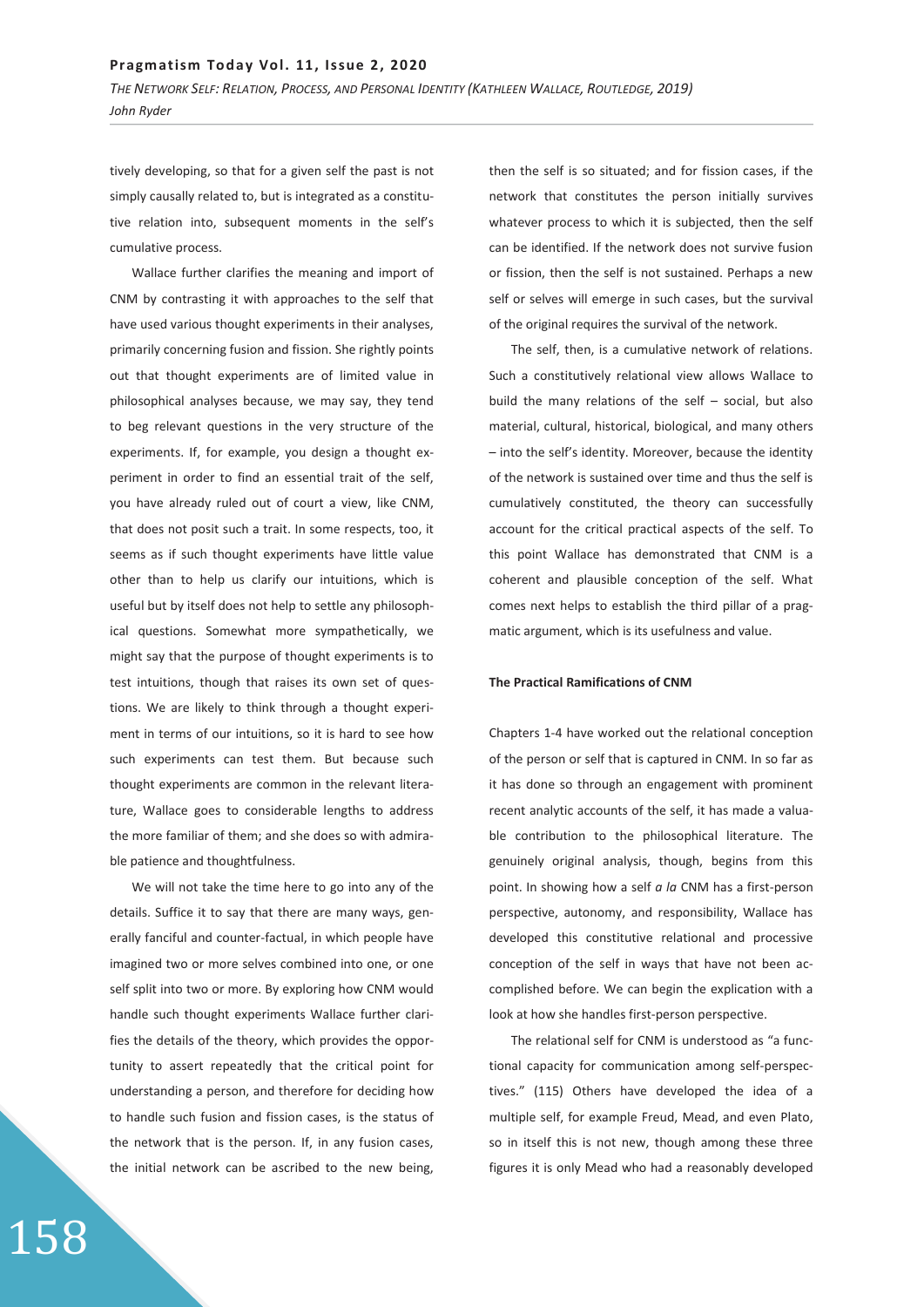tively developing, so that for a given self the past is not simply causally related to, but is integrated as a constitutive relation into, subsequent moments in the self's cumulative process.

Wallace further clarifies the meaning and import of CNM by contrasting it with approaches to the self that have used various thought experiments in their analyses, primarily concerning fusion and fission. She rightly points out that thought experiments are of limited value in philosophical analyses because, we may say, they tend to beg relevant questions in the very structure of the experiments. If, for example, you design a thought experiment in order to find an essential trait of the self, you have already ruled out of court a view, like CNM, that does not posit such a trait. In some respects, too, it seems as if such thought experiments have little value other than to help us clarify our intuitions, which is useful but by itself does not help to settle any philosophical questions. Somewhat more sympathetically, we might say that the purpose of thought experiments is to test intuitions, though that raises its own set of questions. We are likely to think through a thought experiment in terms of our intuitions, so it is hard to see how such experiments can test them. But because such thought experiments are common in the relevant literature, Wallace goes to considerable lengths to address the more familiar of them; and she does so with admirable patience and thoughtfulness.

We will not take the time here to go into any of the details. Suffice it to say that there are many ways, generally fanciful and counter-factual, in which people have imagined two or more selves combined into one, or one self split into two or more. By exploring how CNM would handle such thought experiments Wallace further clarifies the details of the theory, which provides the opportunity to assert repeatedly that the critical point for understanding a person, and therefore for deciding how to handle such fusion and fission cases, is the status of the network that is the person. If, in any fusion cases, the initial network can be ascribed to the new being, then the self is so situated; and for fission cases, if the network that constitutes the person initially survives whatever process to which it is subjected, then the self can be identified. If the network does not survive fusion or fission, then the self is not sustained. Perhaps a new self or selves will emerge in such cases, but the survival of the original requires the survival of the network.

The self, then, is a cumulative network of relations. Such a constitutively relational view allows Wallace to build the many relations of the self – social, but also material, cultural, historical, biological, and many others – into the self's identity. Moreover, because the identity of the network is sustained over time and thus the self is cumulatively constituted, the theory can successfully account for the critical practical aspects of the self. To this point Wallace has demonstrated that CNM is a coherent and plausible conception of the self. What comes next helps to establish the third pillar of a pragmatic argument, which is its usefulness and value.

**The Practical Ramifications of CNM**

Chapters 1-4 have worked out the relational conception of the person or self that is captured in CNM. In so far as it has done so through an engagement with prominent recent analytic accounts of the self, it has made a valuable contribution to the philosophical literature. The genuinely original analysis, though, begins from this point. In showing how a self *a la* CNM has a first-person perspective, autonomy, and responsibility, Wallace has developed this constitutive relational and processive conception of the self in ways that have not been accomplished before. We can begin the explication with a look at how she handles first-person perspective.

The relational self for CNM is understood as "a functional capacity for communication among self-perspectives." (115) Others have developed the idea of a multiple self, for example Freud, Mead, and even Plato, so in itself this is not new, though among these three figures it is only Mead who had a reasonably developed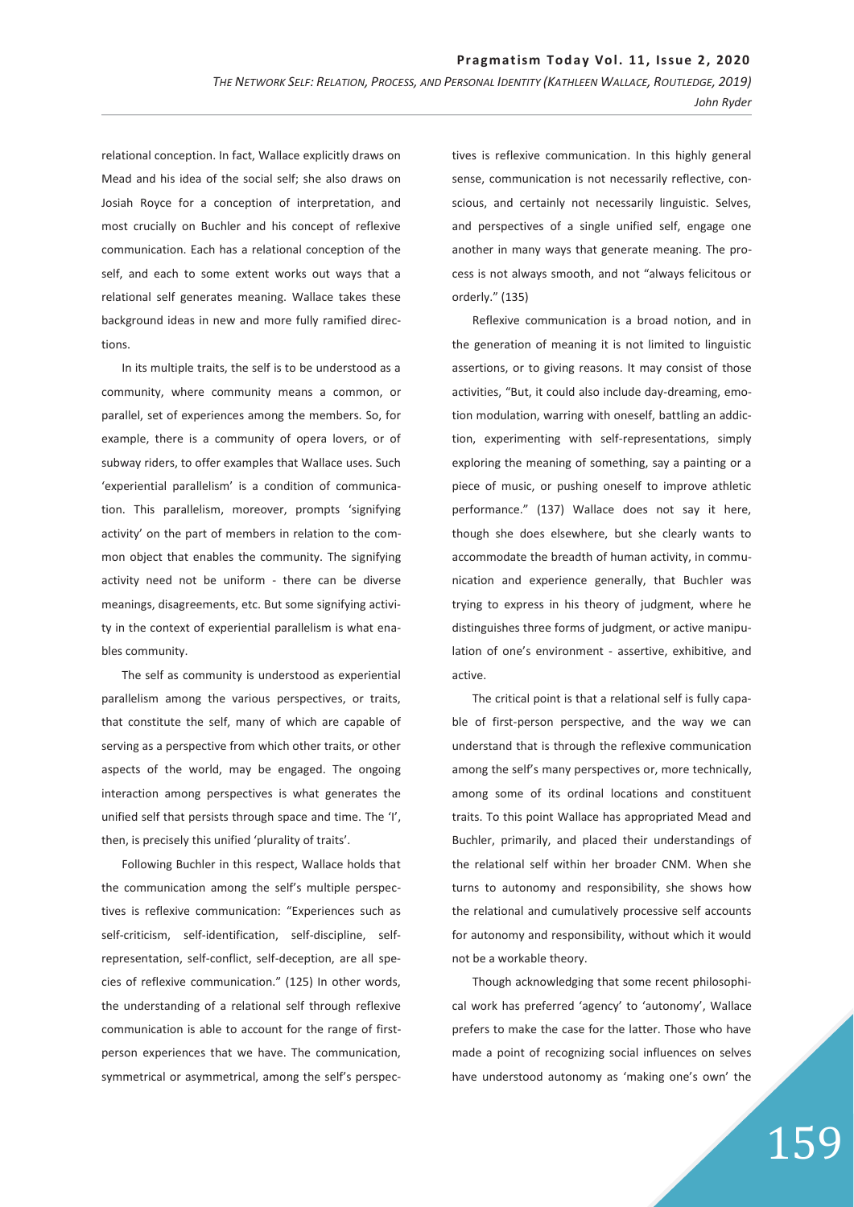relational conception. In fact, Wallace explicitly draws on Mead and his idea of the social self; she also draws on Josiah Royce for a conception of interpretation, and most crucially on Buchler and his concept of reflexive communication. Each has a relational conception of the self, and each to some extent works out ways that a relational self generates meaning. Wallace takes these background ideas in new and more fully ramified directions.

In its multiple traits, the self is to be understood as a community, where community means a common, or parallel, set of experiences among the members. So, for example, there is a community of opera lovers, or of subway riders, to offer examples that Wallace uses. Such 'experiential parallelism' is a condition of communication. This parallelism, moreover, prompts 'signifying activity' on the part of members in relation to the common object that enables the community. The signifying activity need not be uniform - there can be diverse meanings, disagreements, etc. But some signifying activity in the context of experiential parallelism is what enables community.

The self as community is understood as experiential parallelism among the various perspectives, or traits, that constitute the self, many of which are capable of serving as a perspective from which other traits, or other aspects of the world, may be engaged. The ongoing interaction among perspectives is what generates the unified self that persists through space and time. The 'I', then, is precisely this unified 'plurality of traits'.

Following Buchler in this respect, Wallace holds that the communication among the self's multiple perspectives is reflexive communication: "Experiences such as self-criticism, self-identification, self-discipline, self-representation, self-conflict, self-deception, are all species of reflexive communication." (125) In other words, the understanding of a relational self through reflexive communication is able to account for the range of first-person experiences that we have. The communication, symmetrical or asymmetrical, among the self's perspectives is reflexive communication. In this highly general sense, communication is not necessarily reflective, conscious, and certainly not necessarily linguistic. Selves, and perspectives of a single unified self, engage one another in many ways that generate meaning. The process is not always smooth, and not "always felicitous or orderly." (135)

Reflexive communication is a broad notion, and in the generation of meaning it is not limited to linguistic assertions, or to giving reasons. It may consist of those activities, "But, it could also include day-dreaming, emotion modulation, warring with oneself, battling an addiction, experimenting with self-representations, simply exploring the meaning of something, say a painting or a piece of music, or pushing oneself to improve athletic performance." (137) Wallace does not say it here, though she does elsewhere, but she clearly wants to accommodate the breadth of human activity, in communication and experience generally, that Buchler was trying to express in his theory of judgment, where he distinguishes three forms of judgment, or active manipulation of one's environment - assertive, exhibitive, and active.

The critical point is that a relational self is fully capable of first-person perspective, and the way we can understand that is through the reflexive communication among the self's many perspectives or, more technically, among some of its ordinal locations and constituent traits. To this point Wallace has appropriated Mead and Buchler, primarily, and placed their understandings of the relational self within her broader CNM. When she turns to autonomy and responsibility, she shows how the relational and cumulatively processive self accounts for autonomy and responsibility, without which it would not be a workable theory.

Though acknowledging that some recent philosophical work has preferred 'agency' to 'autonomy', Wallace prefers to make the case for the latter. Those who have made a point of recognizing social influences on selves have understood autonomy as 'making one's own' the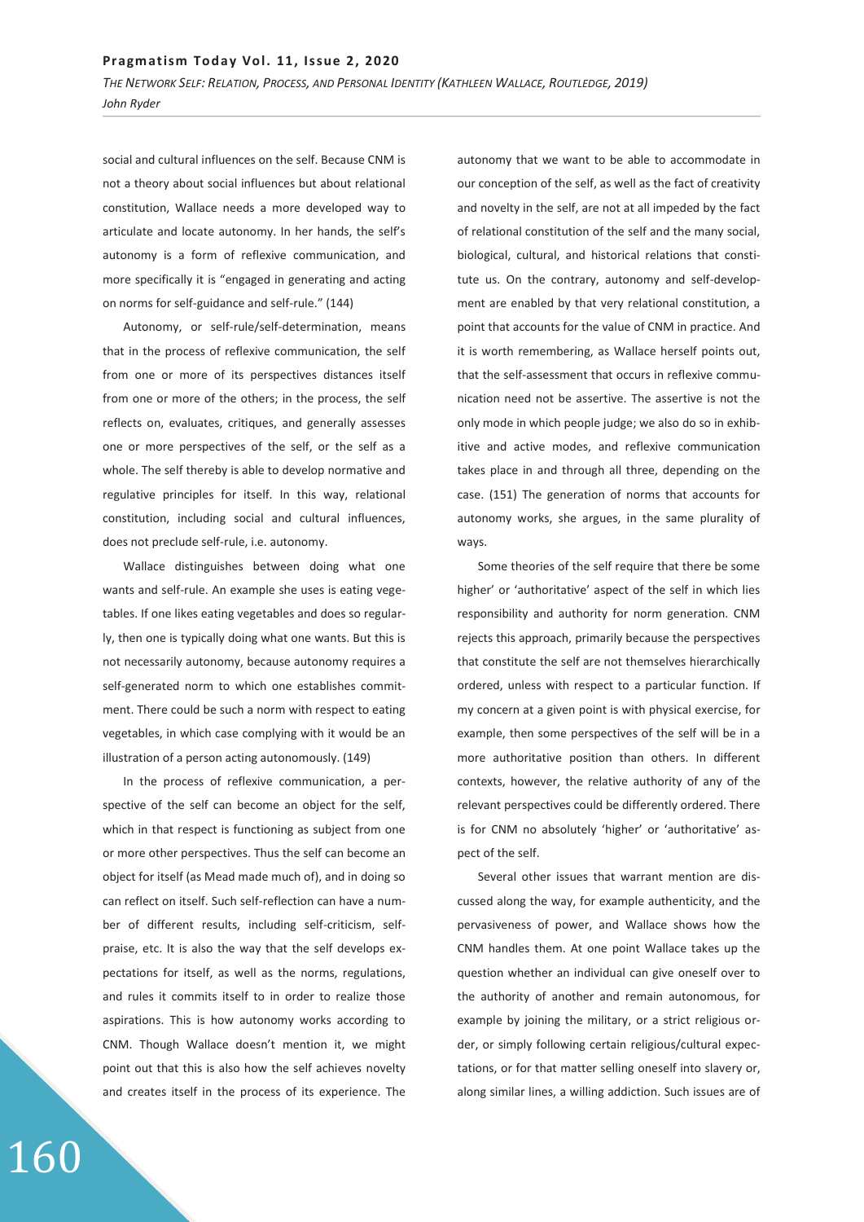social and cultural influences on the self. Because CNM is not a theory about social influences but about relational constitution, Wallace needs a more developed way to articulate and locate autonomy. In her hands, the self's autonomy is a form of reflexive communication, and more specifically it is "engaged in generating and acting on norms for self-guidance and self-rule." (144)

Autonomy, or self-rule/self-determination, means that in the process of reflexive communication, the self from one or more of its perspectives distances itself from one or more of the others; in the process, the self reflects on, evaluates, critiques, and generally assesses one or more perspectives of the self, or the self as a whole. The self thereby is able to develop normative and regulative principles for itself. In this way, relational constitution, including social and cultural influences, does not preclude self-rule, i.e. autonomy.

Wallace distinguishes between doing what one wants and self-rule. An example she uses is eating vegetables. If one likes eating vegetables and does so regularly, then one is typically doing what one wants. But this is not necessarily autonomy, because autonomy requires a self-generated norm to which one establishes commitment. There could be such a norm with respect to eating vegetables, in which case complying with it would be an illustration of a person acting autonomously. (149)

In the process of reflexive communication, a perspective of the self can become an object for the self, which in that respect is functioning as subject from one or more other perspectives. Thus the self can become an object for itself (as Mead made much of), and in doing so can reflect on itself. Such self-reflection can have a number of different results, including self-criticism, self-praise, etc. It is also the way that the self develops expectations for itself, as well as the norms, regulations, and rules it commits itself to in order to realize those aspirations. This is how autonomy works according to CNM. Though Wallace doesn't mention it, we might point out that this is also how the self achieves novelty and creates itself in the process of its experience. The autonomy that we want to be able to accommodate in our conception of the self, as well as the fact of creativity and novelty in the self, are not at all impeded by the fact of relational constitution of the self and the many social, biological, cultural, and historical relations that constitute us. On the contrary, autonomy and self-development are enabled by that very relational constitution, a point that accounts for the value of CNM in practice. And it is worth remembering, as Wallace herself points out, that the self-assessment that occurs in reflexive communication need not be assertive. The assertive is not the only mode in which people judge; we also do so in exhibitive and active modes, and reflexive communication takes place in and through all three, depending on the case. (151) The generation of norms that accounts for autonomy works, she argues, in the same plurality of ways.

Some theories of the self require that there be some higher' or 'authoritative' aspect of the self in which lies responsibility and authority for norm generation. CNM rejects this approach, primarily because the perspectives that constitute the self are not themselves hierarchically ordered, unless with respect to a particular function. If my concern at a given point is with physical exercise, for example, then some perspectives of the self will be in a more authoritative position than others. In different contexts, however, the relative authority of any of the relevant perspectives could be differently ordered. There is for CNM no absolutely 'higher' or 'authoritative' aspect of the self.

Several other issues that warrant mention are discussed along the way, for example authenticity, and the pervasiveness of power, and Wallace shows how the CNM handles them. At one point Wallace takes up the question whether an individual can give oneself over to the authority of another and remain autonomous, for example by joining the military, or a strict religious order, or simply following certain religious/cultural expectations, or for that matter selling oneself into slavery or, along similar lines, a willing addiction. Such issues are of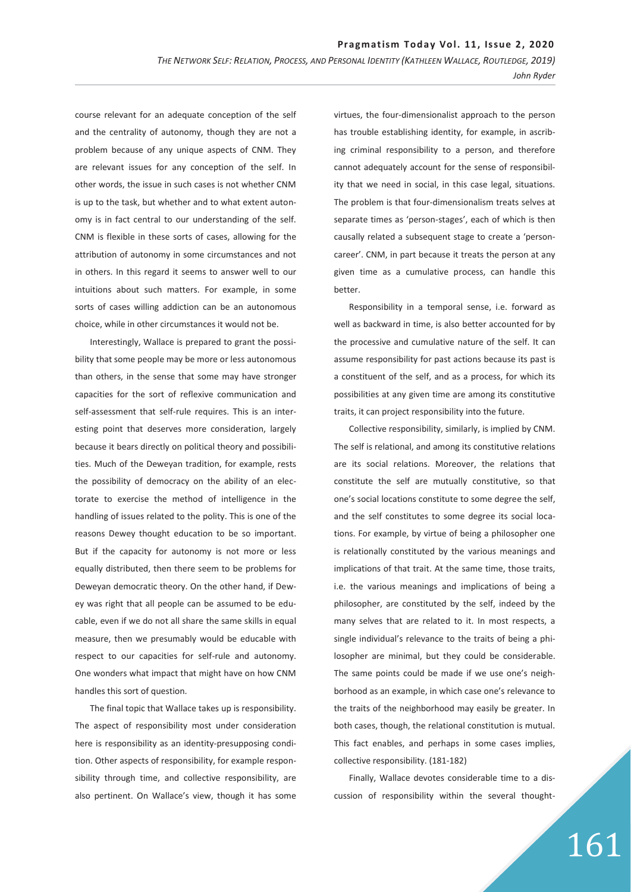course relevant for an adequate conception of the self and the centrality of autonomy, though they are not a problem because of any unique aspects of CNM. They are relevant issues for any conception of the self. In other words, the issue in such cases is not whether CNM is up to the task, but whether and to what extent autonomy is in fact central to our understanding of the self. CNM is flexible in these sorts of cases, allowing for the attribution of autonomy in some circumstances and not in others. In this regard it seems to answer well to our intuitions about such matters. For example, in some sorts of cases willing addiction can be an autonomous choice, while in other circumstances it would not be.

Interestingly, Wallace is prepared to grant the possibility that some people may be more or less autonomous than others, in the sense that some may have stronger capacities for the sort of reflexive communication and self-assessment that self-rule requires. This is an interesting point that deserves more consideration, largely because it bears directly on political theory and possibilities. Much of the Deweyan tradition, for example, rests the possibility of democracy on the ability of an electorate to exercise the method of intelligence in the handling of issues related to the polity. This is one of the reasons Dewey thought education to be so important. But if the capacity for autonomy is not more or less equally distributed, then there seem to be problems for Deweyan democratic theory. On the other hand, if Dewey was right that all people can be assumed to be educable, even if we do not all share the same skills in equal measure, then we presumably would be educable with respect to our capacities for self-rule and autonomy. One wonders what impact that might have on how CNM handles this sort of question.

The final topic that Wallace takes up is responsibility. The aspect of responsibility most under consideration here is responsibility as an identity-presupposing condition. Other aspects of responsibility, for example responsibility through time, and collective responsibility, are also pertinent. On Wallace's view, though it has some virtues, the four-dimensionalist approach to the person has trouble establishing identity, for example, in ascribing criminal responsibility to a person, and therefore cannot adequately account for the sense of responsibility that we need in social, in this case legal, situations. The problem is that four-dimensionalism treats selves at separate times as 'person-stages', each of which is then causally related a subsequent stage to create a 'person-career'. CNM, in part because it treats the person at any given time as a cumulative process, can handle this better.

Responsibility in a temporal sense, i.e. forward as well as backward in time, is also better accounted for by the processive and cumulative nature of the self. It can assume responsibility for past actions because its past is a constituent of the self, and as a process, for which its possibilities at any given time are among its constitutive traits, it can project responsibility into the future.

Collective responsibility, similarly, is implied by CNM. The self is relational, and among its constitutive relations are its social relations. Moreover, the relations that constitute the self are mutually constitutive, so that one's social locations constitute to some degree the self, and the self constitutes to some degree its social locations. For example, by virtue of being a philosopher one is relationally constituted by the various meanings and implications of that trait. At the same time, those traits, i.e. the various meanings and implications of being a philosopher, are constituted by the self, indeed by the many selves that are related to it. In most respects, a single individual's relevance to the traits of being a philosopher are minimal, but they could be considerable. The same points could be made if we use one's neighborhood as an example, in which case one's relevance to the traits of the neighborhood may easily be greater. In both cases, though, the relational constitution is mutual. This fact enables, and perhaps in some cases implies, collective responsibility. (181-182)

Finally, Wallace devotes considerable time to a discussion of responsibility within the several thought-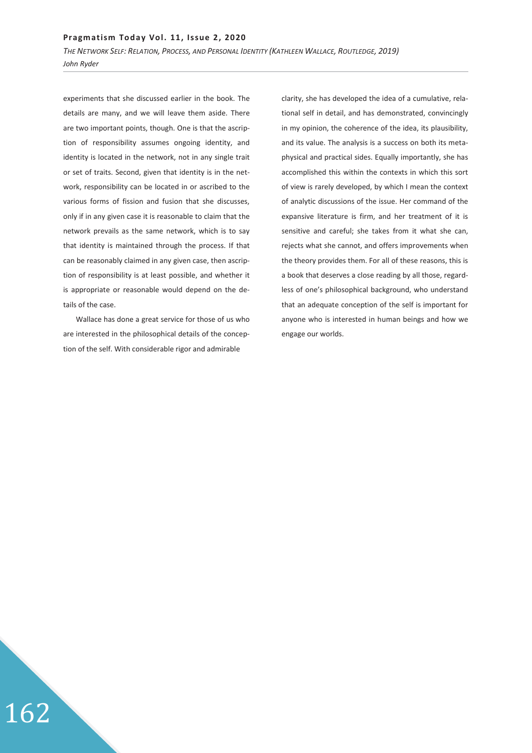experiments that she discussed earlier in the book. The details are many, and we will leave them aside. There are two important points, though. One is that the ascription of responsibility assumes ongoing identity, and identity is located in the network, not in any single trait or set of traits. Second, given that identity is in the network, responsibility can be located in or ascribed to the various forms of fission and fusion that she discusses, only if in any given case it is reasonable to claim that the network prevails as the same network, which is to say that identity is maintained through the process. If that can be reasonably claimed in any given case, then ascription of responsibility is at least possible, and whether it is appropriate or reasonable would depend on the details of the case.

Wallace has done a great service for those of us who are interested in the philosophical details of the conception of the self. With considerable rigor and admirable clarity, she has developed the idea of a cumulative, relational self in detail, and has demonstrated, convincingly in my opinion, the coherence of the idea, its plausibility, and its value. The analysis is a success on both its metaphysical and practical sides. Equally importantly, she has accomplished this within the contexts in which this sort of view is rarely developed, by which I mean the context of analytic discussions of the issue. Her command of the expansive literature is firm, and her treatment of it is sensitive and careful; she takes from it what she can, rejects what she cannot, and offers improvements when the theory provides them. For all of these reasons, this is a book that deserves a close reading by all those, regardless of one's philosophical background, who understand that an adequate conception of the self is important for anyone who is interested in human beings and how we engage our worlds.